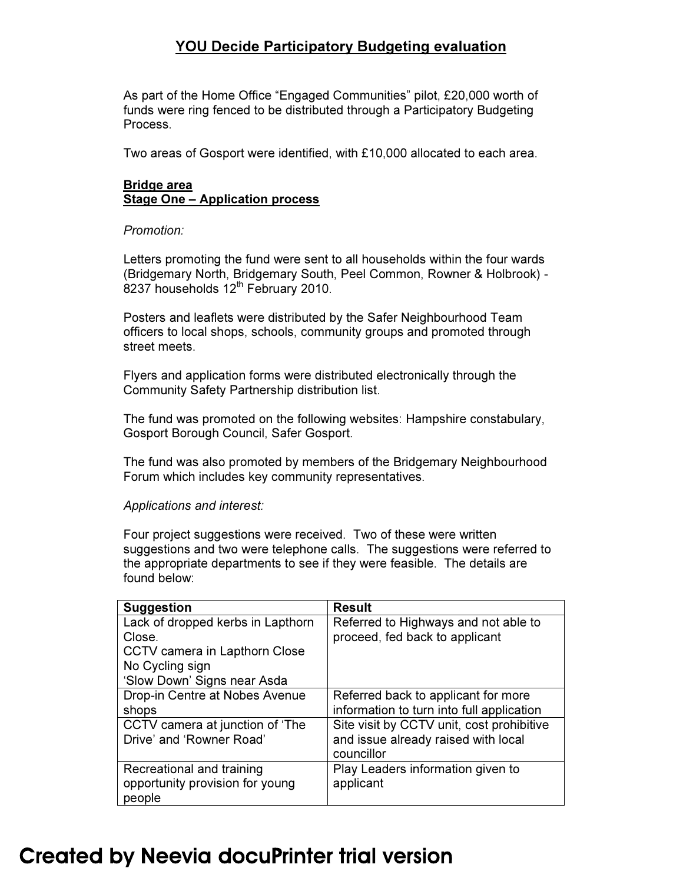# YOU Decide Participatory Budgeting evaluation

As part of the Home Office "Engaged Communities" pilot, £20,000 worth of funds were ring fenced to be distributed through a Participatory Budgeting Process.

Two areas of Gosport were identified, with £10,000 allocated to each area.

## Bridge area
### Stage One – Application process

*Promotion:*

Letters promoting the fund were sent to all households within the four wards (Bridgemary North, Bridgemary South, Peel Common, Rowner & Holbrook) - 8237 households 12th February 2010.

Posters and leaflets were distributed by the Safer Neighbourhood Team officers to local shops, schools, community groups and promoted through street meets.

Flyers and application forms were distributed electronically through the Community Safety Partnership distribution list.

The fund was promoted on the following websites: Hampshire constabulary, Gosport Borough Council, Safer Gosport.

The fund was also promoted by members of the Bridgemary Neighbourhood Forum which includes key community representatives.

*Applications and interest:*

Four project suggestions were received. Two of these were written suggestions and two were telephone calls. The suggestions were referred to the appropriate departments to see if they were feasible. The details are found below:

| Suggestion | Result |
|---|---|
| Lack of dropped kerbs in Lapthorn Close.<br>CCTV camera in Lapthorn Close<br>No Cycling sign<br>'Slow Down' Signs near Asda | Referred to Highways and not able to proceed, fed back to applicant |
| Drop-in Centre at Nobes Avenue shops | Referred back to applicant for more information to turn into full application |
| CCTV camera at junction of 'The Drive' and 'Rowner Road' | Site visit by CCTV unit, cost prohibitive and issue already raised with local councillor |
| Recreational and training opportunity provision for young people | Play Leaders information given to applicant |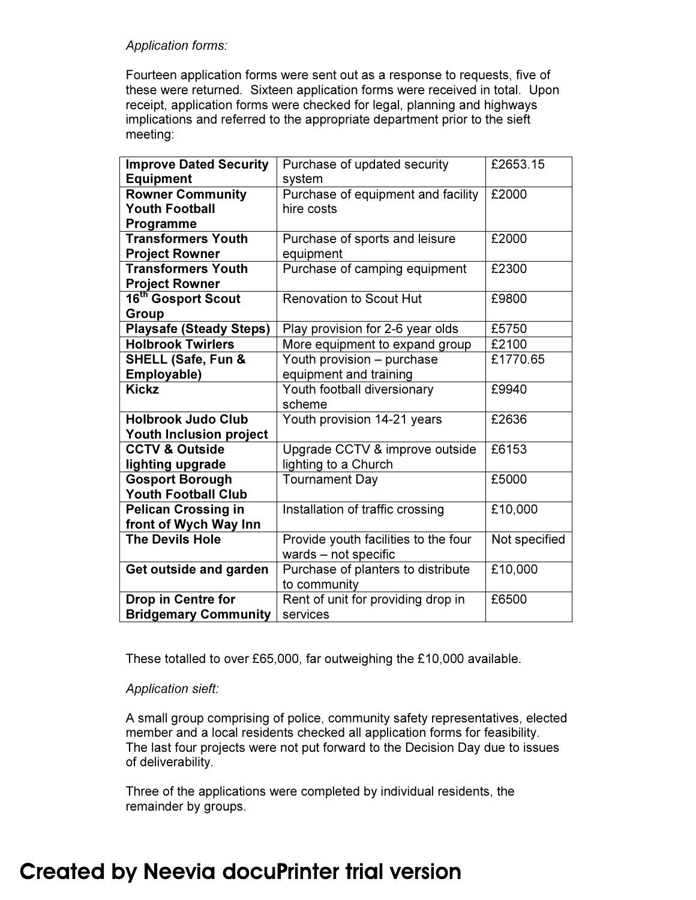*Application forms:*

Fourteen application forms were sent out as a response to requests, five of these were returned. Sixteen application forms were received in total. Upon receipt, application forms were checked for legal, planning and highways implications and referred to the appropriate department prior to the sieft meeting:

| | | |
|---|---|---|
| **Improve Dated Security Equipment** | Purchase of updated security system | £2653.15 |
| **Rowner Community Youth Football Programme** | Purchase of equipment and facility hire costs | £2000 |
| **Transformers Youth Project Rowner** | Purchase of sports and leisure equipment | £2000 |
| **Transformers Youth Project Rowner** | Purchase of camping equipment | £2300 |
| **16th Gosport Scout Group** | Renovation to Scout Hut | £9800 |
| **Playsafe (Steady Steps)** | Play provision for 2-6 year olds | £5750 |
| **Holbrook Twirlers** | More equipment to expand group | £2100 |
| **SHELL (Safe, Fun & Employable)** | Youth provision – purchase equipment and training | £1770.65 |
| **Kickz** | Youth football diversionary scheme | £9940 |
| **Holbrook Judo Club Youth Inclusion project** | Youth provision 14-21 years | £2636 |
| **CCTV & Outside lighting upgrade** | Upgrade CCTV & improve outside lighting to a Church | £6153 |
| **Gosport Borough Youth Football Club** | Tournament Day | £5000 |
| **Pelican Crossing in front of Wych Way Inn** | Installation of traffic crossing | £10,000 |
| **The Devils Hole** | Provide youth facilities to the four wards – not specific | Not specified |
| **Get outside and garden** | Purchase of planters to distribute to community | £10,000 |
| **Drop in Centre for Bridgemary Community** | Rent of unit for providing drop in services | £6500 |

These totalled to over £65,000, far outweighing the £10,000 available.

*Application sieft:*

A small group comprising of police, community safety representatives, elected member and a local residents checked all application forms for feasibility. The last four projects were not put forward to the Decision Day due to issues of deliverability.

Three of the applications were completed by individual residents, the remainder by groups.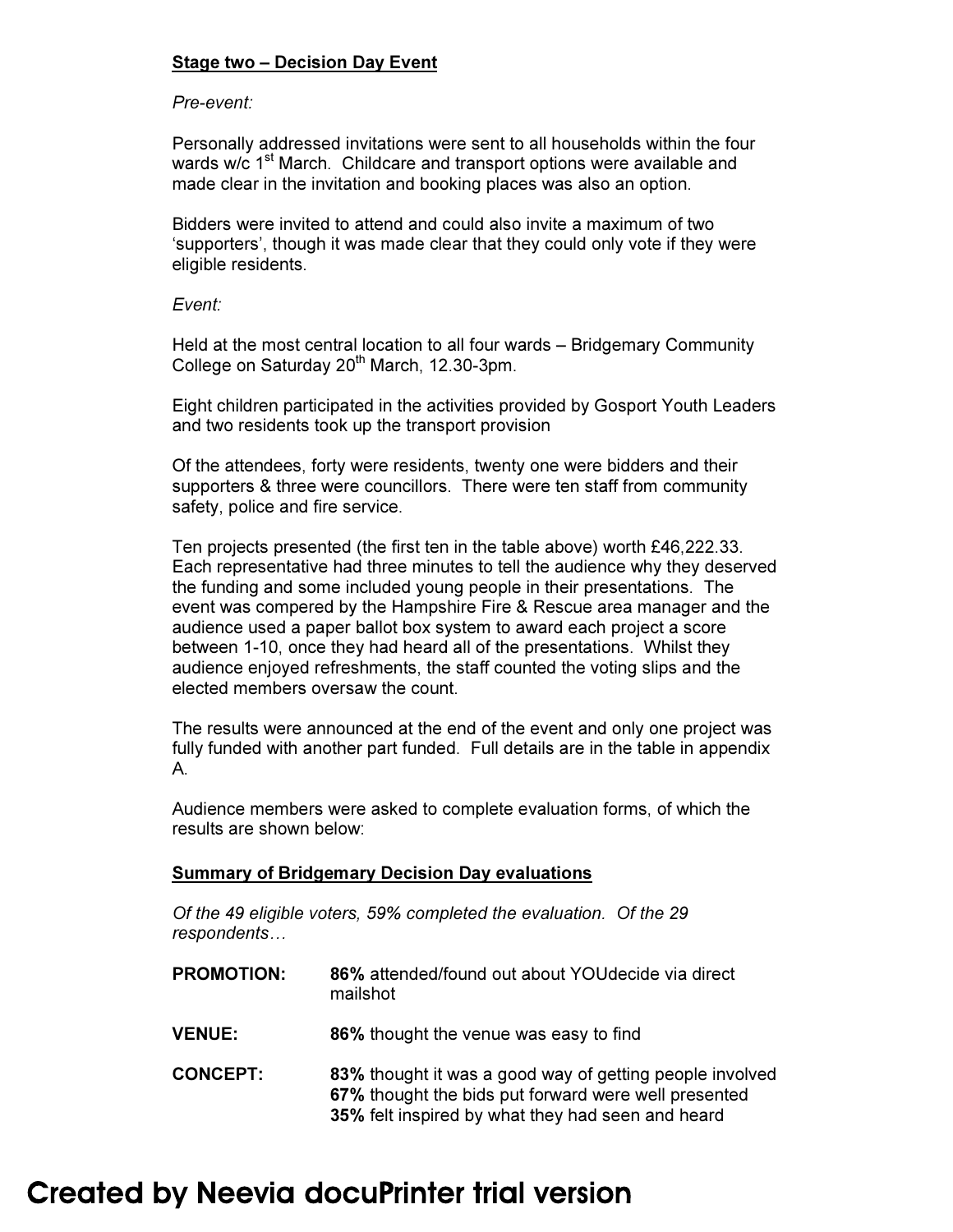**Stage two – Decision Day Event**

*Pre-event:*

Personally addressed invitations were sent to all households within the four wards w/c 1st March. Childcare and transport options were available and made clear in the invitation and booking places was also an option.

Bidders were invited to attend and could also invite a maximum of two 'supporters', though it was made clear that they could only vote if they were eligible residents.

*Event:*

Held at the most central location to all four wards – Bridgemary Community College on Saturday 20th March, 12.30-3pm.

Eight children participated in the activities provided by Gosport Youth Leaders and two residents took up the transport provision

Of the attendees, forty were residents, twenty one were bidders and their supporters & three were councillors. There were ten staff from community safety, police and fire service.

Ten projects presented (the first ten in the table above) worth £46,222.33. Each representative had three minutes to tell the audience why they deserved the funding and some included young people in their presentations. The event was compered by the Hampshire Fire & Rescue area manager and the audience used a paper ballot box system to award each project a score between 1-10, once they had heard all of the presentations. Whilst they audience enjoyed refreshments, the staff counted the voting slips and the elected members oversaw the count.

The results were announced at the end of the event and only one project was fully funded with another part funded. Full details are in the table in appendix A.

Audience members were asked to complete evaluation forms, of which the results are shown below:

**Summary of Bridgemary Decision Day evaluations**

*Of the 49 eligible voters, 59% completed the evaluation. Of the 29 respondents…*

**PROMOTION:** **86%** attended/found out about YOUdecide via direct mailshot

**VENUE:** **86%** thought the venue was easy to find

**CONCEPT:** **83%** thought it was a good way of getting people involved
**67%** thought the bids put forward were well presented
**35%** felt inspired by what they had seen and heard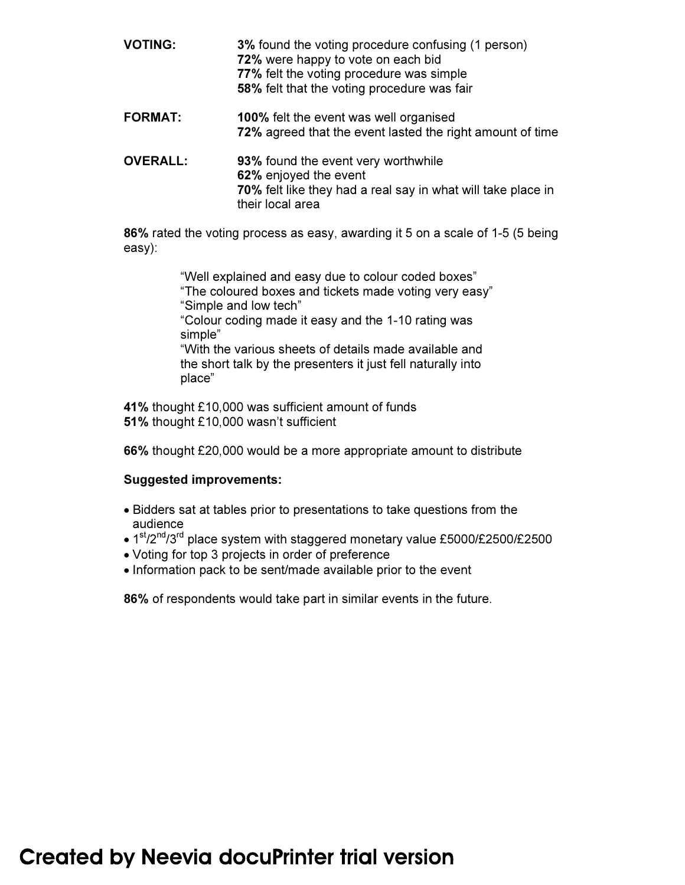| | |
|---|---|
| **VOTING:** | **3%** found the voting procedure confusing (1 person)<br>**72%** were happy to vote on each bid<br>**77%** felt the voting procedure was simple<br>**58%** felt that the voting procedure was fair |
| **FORMAT:** | **100%** felt the event was well organised<br>**72%** agreed that the event lasted the right amount of time |
| **OVERALL:** | **93%** found the event very worthwhile<br>**62%** enjoyed the event<br>**70%** felt like they had a real say in what will take place in their local area |

**86%** rated the voting process as easy, awarding it 5 on a scale of 1-5 (5 being easy):

> "Well explained and easy due to colour coded boxes"
> "The coloured boxes and tickets made voting very easy"
> "Simple and low tech"
> "Colour coding made it easy and the 1-10 rating was simple"
> "With the various sheets of details made available and the short talk by the presenters it just fell naturally into place"

**41%** thought £10,000 was sufficient amount of funds
**51%** thought £10,000 wasn't sufficient

**66%** thought £20,000 would be a more appropriate amount to distribute

**Suggested improvements:**

- Bidders sat at tables prior to presentations to take questions from the audience
- 1st/2nd/3rd place system with staggered monetary value £5000/£2500/£2500
- Voting for top 3 projects in order of preference
- Information pack to be sent/made available prior to the event

**86%** of respondents would take part in similar events in the future.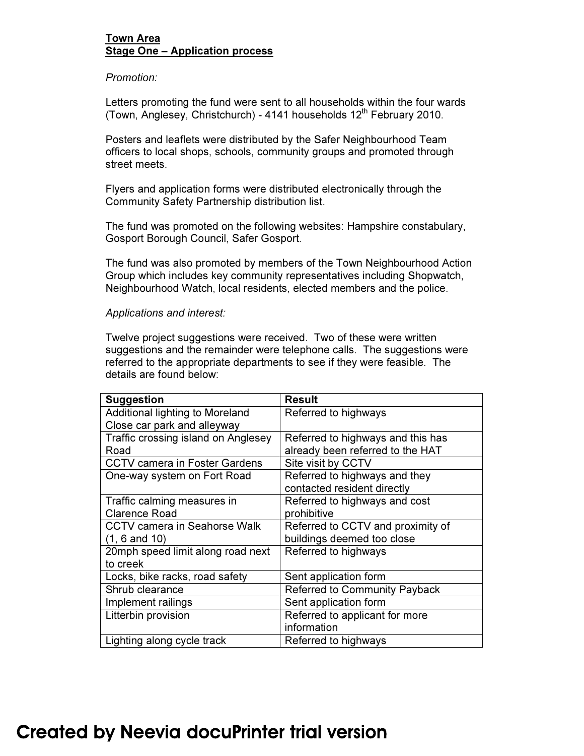**Town Area**
**Stage One – Application process**

*Promotion:*

Letters promoting the fund were sent to all households within the four wards (Town, Anglesey, Christchurch) - 4141 households 12th February 2010.

Posters and leaflets were distributed by the Safer Neighbourhood Team officers to local shops, schools, community groups and promoted through street meets.

Flyers and application forms were distributed electronically through the Community Safety Partnership distribution list.

The fund was promoted on the following websites: Hampshire constabulary, Gosport Borough Council, Safer Gosport.

The fund was also promoted by members of the Town Neighbourhood Action Group which includes key community representatives including Shopwatch, Neighbourhood Watch, local residents, elected members and the police.

*Applications and interest:*

Twelve project suggestions were received. Two of these were written suggestions and the remainder were telephone calls. The suggestions were referred to the appropriate departments to see if they were feasible. The details are found below:

| Suggestion | Result |
|---|---|
| Additional lighting to Moreland Close car park and alleyway | Referred to highways |
| Traffic crossing island on Anglesey Road | Referred to highways and this has already been referred to the HAT |
| CCTV camera in Foster Gardens | Site visit by CCTV |
| One-way system on Fort Road | Referred to highways and they contacted resident directly |
| Traffic calming measures in Clarence Road | Referred to highways and cost prohibitive |
| CCTV camera in Seahorse Walk (1, 6 and 10) | Referred to CCTV and proximity of buildings deemed too close |
| 20mph speed limit along road next to creek | Referred to highways |
| Locks, bike racks, road safety | Sent application form |
| Shrub clearance | Referred to Community Payback |
| Implement railings | Sent application form |
| Litterbin provision | Referred to applicant for more information |
| Lighting along cycle track | Referred to highways |

Created by Neevia docuPrinter trial version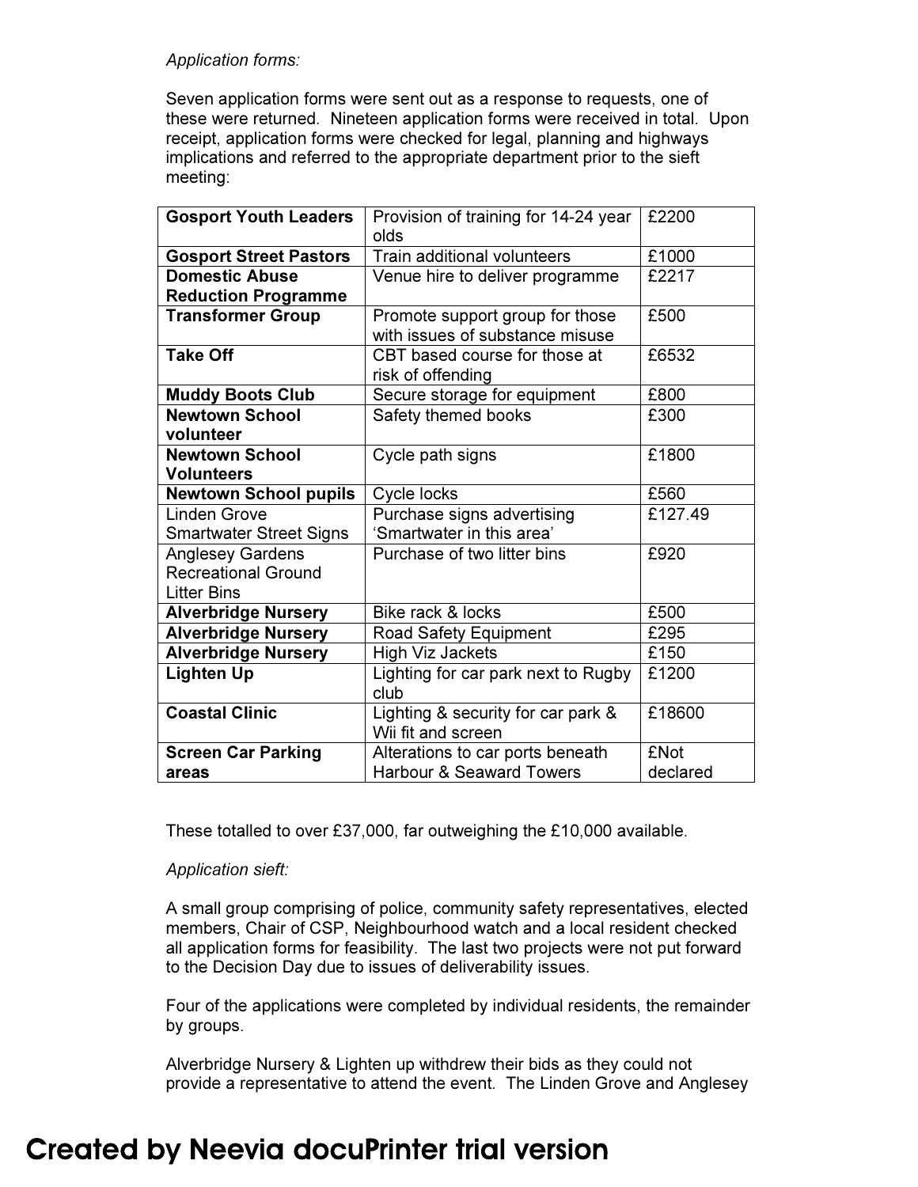*Application forms:*

Seven application forms were sent out as a response to requests, one of these were returned. Nineteen application forms were received in total. Upon receipt, application forms were checked for legal, planning and highways implications and referred to the appropriate department prior to the sieft meeting:

| | | |
|---|---|---|
| **Gosport Youth Leaders** | Provision of training for 14-24 year olds | £2200 |
| **Gosport Street Pastors** | Train additional volunteers | £1000 |
| **Domestic Abuse Reduction Programme** | Venue hire to deliver programme | £2217 |
| **Transformer Group** | Promote support group for those with issues of substance misuse | £500 |
| **Take Off** | CBT based course for those at risk of offending | £6532 |
| **Muddy Boots Club** | Secure storage for equipment | £800 |
| **Newtown School volunteer** | Safety themed books | £300 |
| **Newtown School Volunteers** | Cycle path signs | £1800 |
| **Newtown School pupils** | Cycle locks | £560 |
| Linden Grove Smartwater Street Signs | Purchase signs advertising 'Smartwater in this area' | £127.49 |
| Anglesey Gardens Recreational Ground Litter Bins | Purchase of two litter bins | £920 |
| **Alverbridge Nursery** | Bike rack & locks | £500 |
| **Alverbridge Nursery** | Road Safety Equipment | £295 |
| **Alverbridge Nursery** | High Viz Jackets | £150 |
| **Lighten Up** | Lighting for car park next to Rugby club | £1200 |
| **Coastal Clinic** | Lighting & security for car park & Wii fit and screen | £18600 |
| **Screen Car Parking areas** | Alterations to car ports beneath Harbour & Seaward Towers | £Not declared |

These totalled to over £37,000, far outweighing the £10,000 available.

*Application sieft:*

A small group comprising of police, community safety representatives, elected members, Chair of CSP, Neighbourhood watch and a local resident checked all application forms for feasibility. The last two projects were not put forward to the Decision Day due to issues of deliverability issues.

Four of the applications were completed by individual residents, the remainder by groups.

Alverbridge Nursery & Lighten up withdrew their bids as they could not provide a representative to attend the event. The Linden Grove and Anglesey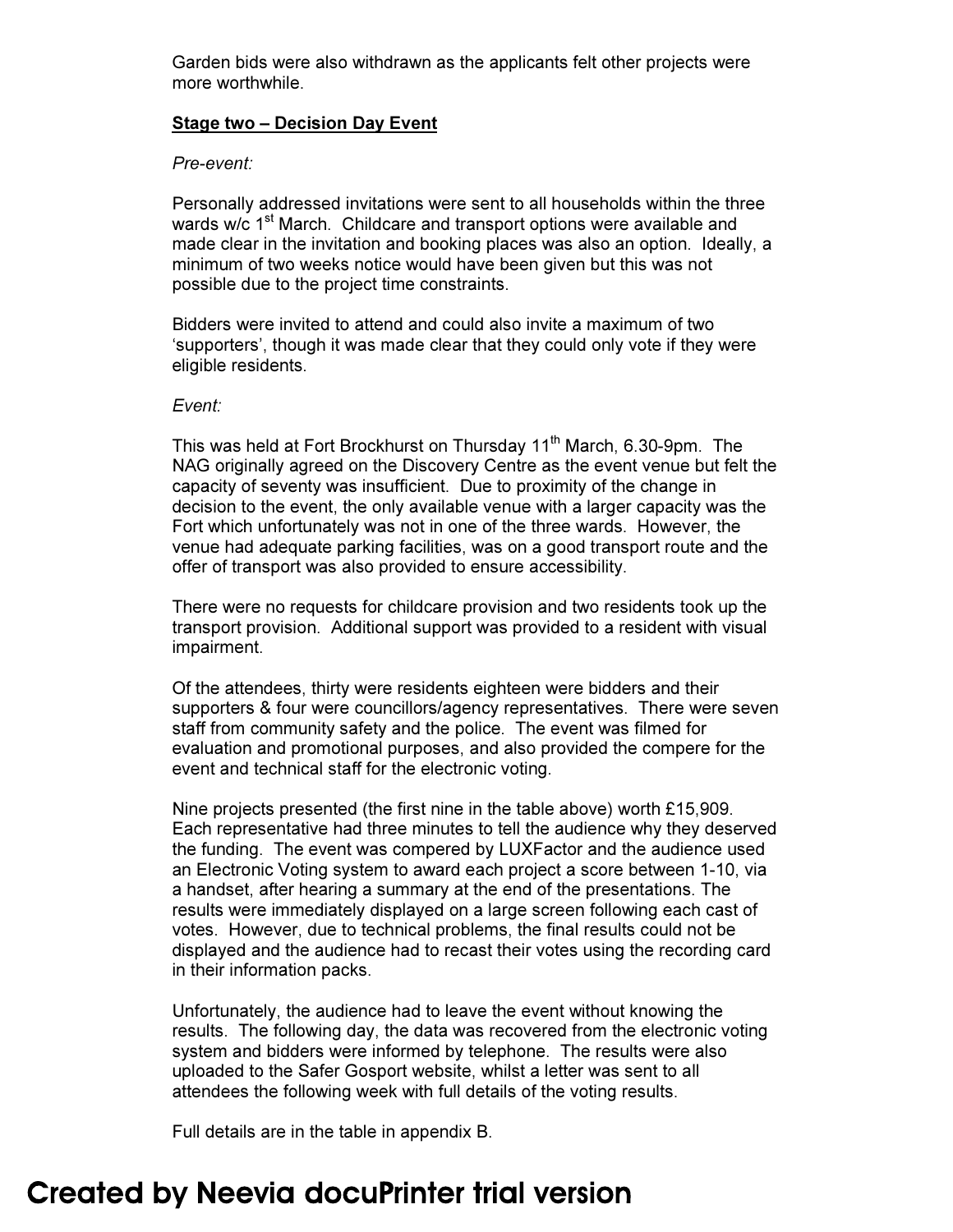Garden bids were also withdrawn as the applicants felt other projects were more worthwhile.

**Stage two – Decision Day Event**

*Pre-event:*

Personally addressed invitations were sent to all households within the three wards w/c 1st March. Childcare and transport options were available and made clear in the invitation and booking places was also an option. Ideally, a minimum of two weeks notice would have been given but this was not possible due to the project time constraints.

Bidders were invited to attend and could also invite a maximum of two 'supporters', though it was made clear that they could only vote if they were eligible residents.

*Event:*

This was held at Fort Brockhurst on Thursday 11th March, 6.30-9pm. The NAG originally agreed on the Discovery Centre as the event venue but felt the capacity of seventy was insufficient. Due to proximity of the change in decision to the event, the only available venue with a larger capacity was the Fort which unfortunately was not in one of the three wards. However, the venue had adequate parking facilities, was on a good transport route and the offer of transport was also provided to ensure accessibility.

There were no requests for childcare provision and two residents took up the transport provision. Additional support was provided to a resident with visual impairment.

Of the attendees, thirty were residents eighteen were bidders and their supporters & four were councillors/agency representatives. There were seven staff from community safety and the police. The event was filmed for evaluation and promotional purposes, and also provided the compere for the event and technical staff for the electronic voting.

Nine projects presented (the first nine in the table above) worth £15,909. Each representative had three minutes to tell the audience why they deserved the funding. The event was compered by LUXFactor and the audience used an Electronic Voting system to award each project a score between 1-10, via a handset, after hearing a summary at the end of the presentations. The results were immediately displayed on a large screen following each cast of votes. However, due to technical problems, the final results could not be displayed and the audience had to recast their votes using the recording card in their information packs.

Unfortunately, the audience had to leave the event without knowing the results. The following day, the data was recovered from the electronic voting system and bidders were informed by telephone. The results were also uploaded to the Safer Gosport website, whilst a letter was sent to all attendees the following week with full details of the voting results.

Full details are in the table in appendix B.

Created by Neevia docuPrinter trial version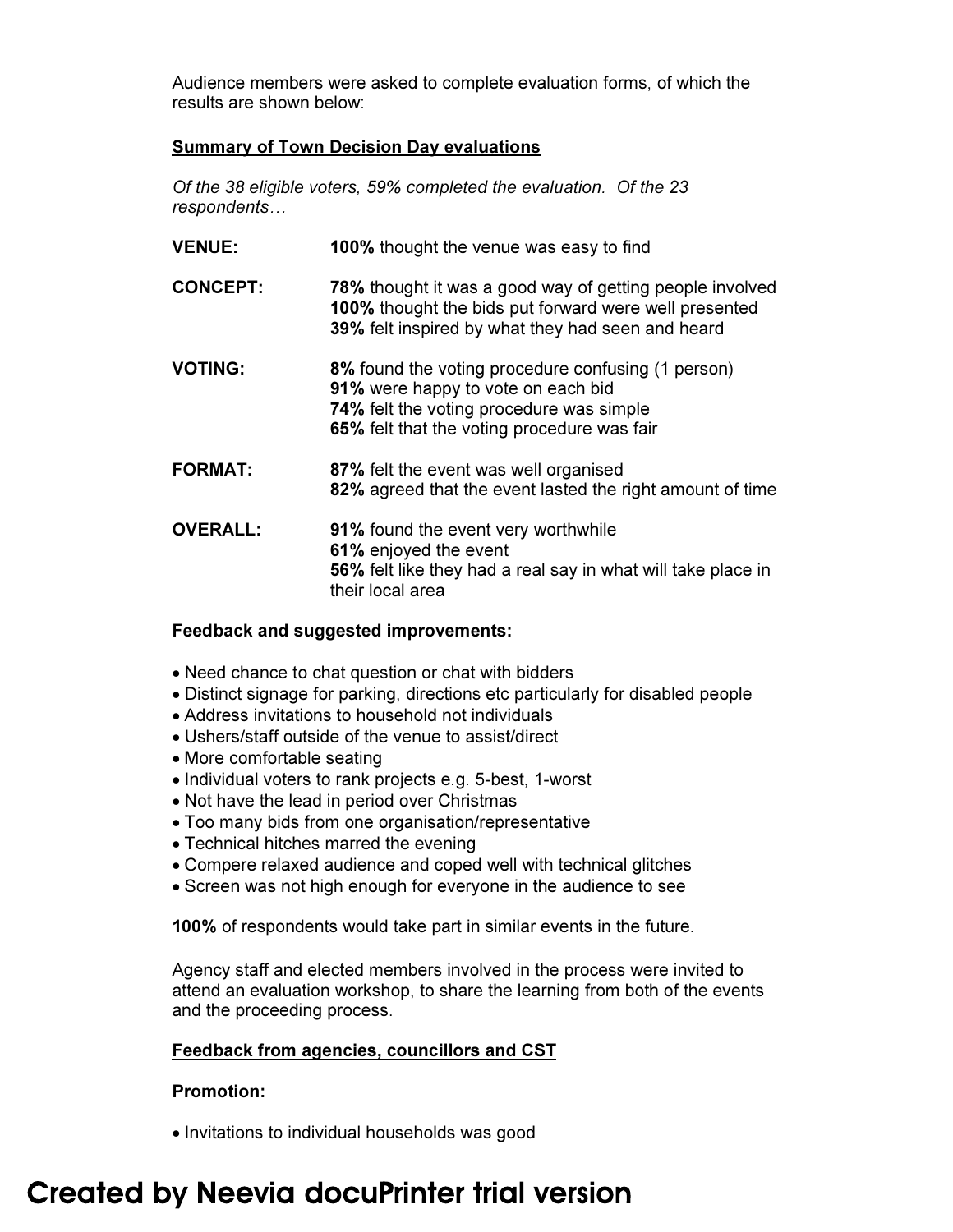Audience members were asked to complete evaluation forms, of which the results are shown below:

**Summary of Town Decision Day evaluations**

*Of the 38 eligible voters, 59% completed the evaluation. Of the 23 respondents…*

**VENUE:** **100%** thought the venue was easy to find

**CONCEPT:** **78%** thought it was a good way of getting people involved
**100%** thought the bids put forward were well presented
**39%** felt inspired by what they had seen and heard

**VOTING:** **8%** found the voting procedure confusing (1 person)
**91%** were happy to vote on each bid
**74%** felt the voting procedure was simple
**65%** felt that the voting procedure was fair

**FORMAT:** **87%** felt the event was well organised
**82%** agreed that the event lasted the right amount of time

**OVERALL:** **91%** found the event very worthwhile
**61%** enjoyed the event
**56%** felt like they had a real say in what will take place in their local area

**Feedback and suggested improvements:**

- Need chance to chat question or chat with bidders
- Distinct signage for parking, directions etc particularly for disabled people
- Address invitations to household not individuals
- Ushers/staff outside of the venue to assist/direct
- More comfortable seating
- Individual voters to rank projects e.g. 5-best, 1-worst
- Not have the lead in period over Christmas
- Too many bids from one organisation/representative
- Technical hitches marred the evening
- Compere relaxed audience and coped well with technical glitches
- Screen was not high enough for everyone in the audience to see

**100%** of respondents would take part in similar events in the future.

Agency staff and elected members involved in the process were invited to attend an evaluation workshop, to share the learning from both of the events and the proceeding process.

**Feedback from agencies, councillors and CST**

**Promotion:**

- Invitations to individual households was good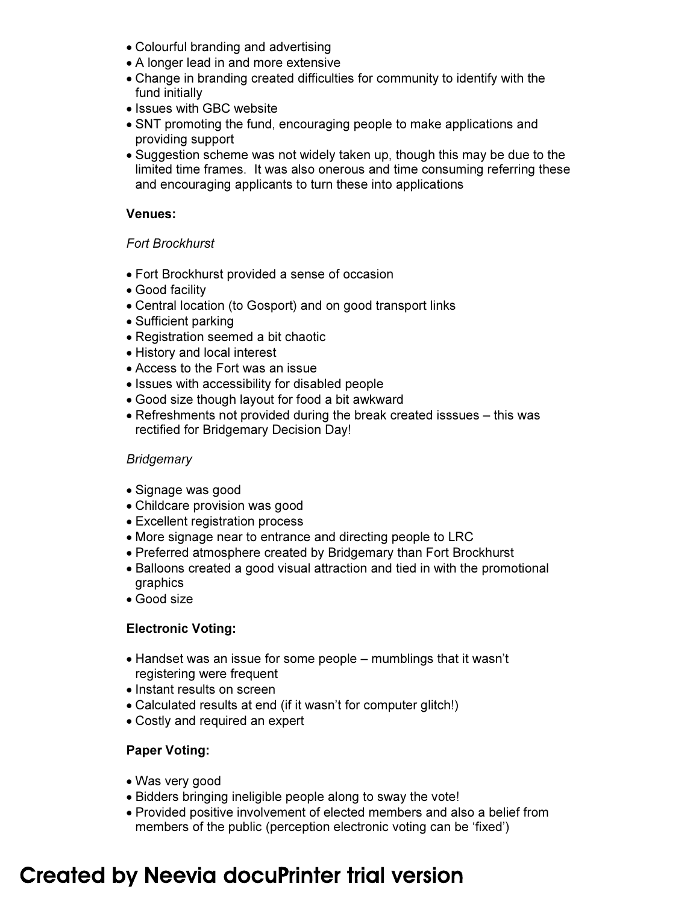- Colourful branding and advertising
- A longer lead in and more extensive
- Change in branding created difficulties for community to identify with the fund initially
- Issues with GBC website
- SNT promoting the fund, encouraging people to make applications and providing support
- Suggestion scheme was not widely taken up, though this may be due to the limited time frames. It was also onerous and time consuming referring these and encouraging applicants to turn these into applications

**Venues:**

*Fort Brockhurst*

- Fort Brockhurst provided a sense of occasion
- Good facility
- Central location (to Gosport) and on good transport links
- Sufficient parking
- Registration seemed a bit chaotic
- History and local interest
- Access to the Fort was an issue
- Issues with accessibility for disabled people
- Good size though layout for food a bit awkward
- Refreshments not provided during the break created isssues – this was rectified for Bridgemary Decision Day!

*Bridgemary*

- Signage was good
- Childcare provision was good
- Excellent registration process
- More signage near to entrance and directing people to LRC
- Preferred atmosphere created by Bridgemary than Fort Brockhurst
- Balloons created a good visual attraction and tied in with the promotional graphics
- Good size

**Electronic Voting:**

- Handset was an issue for some people – mumblings that it wasn't registering were frequent
- Instant results on screen
- Calculated results at end (if it wasn't for computer glitch!)
- Costly and required an expert

**Paper Voting:**

- Was very good
- Bidders bringing ineligible people along to sway the vote!
- Provided positive involvement of elected members and also a belief from members of the public (perception electronic voting can be 'fixed')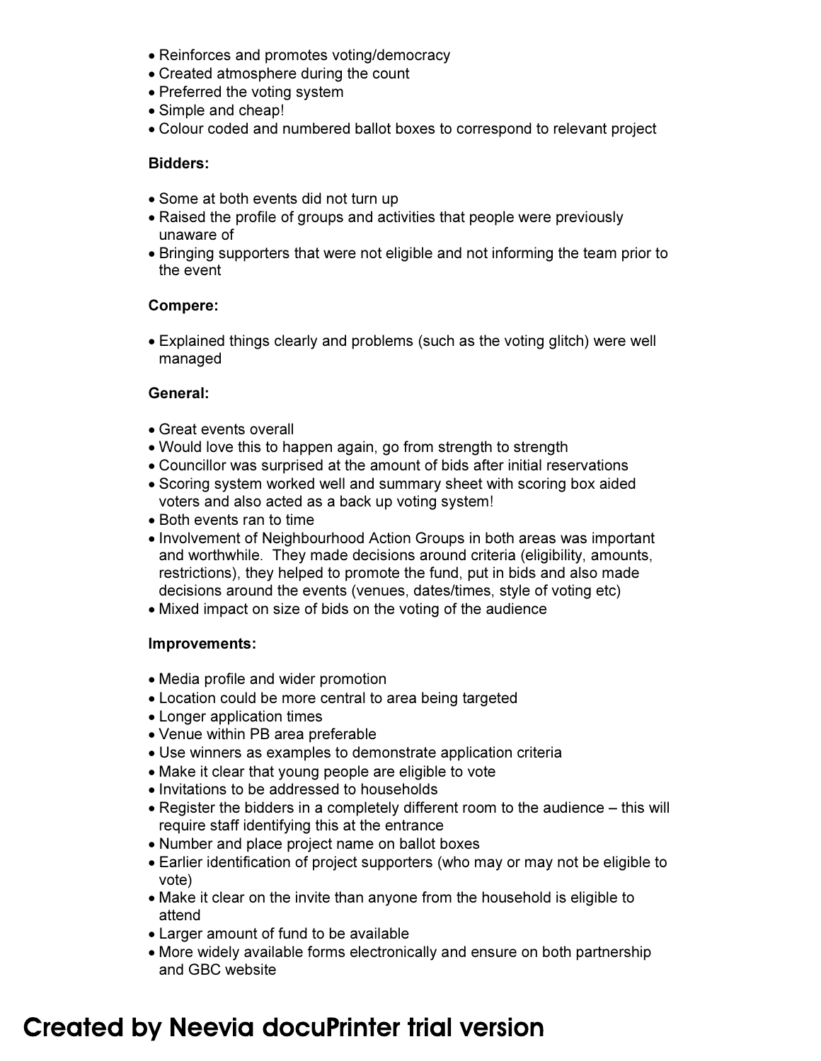- Reinforces and promotes voting/democracy
- Created atmosphere during the count
- Preferred the voting system
- Simple and cheap!
- Colour coded and numbered ballot boxes to correspond to relevant project

**Bidders:**

- Some at both events did not turn up
- Raised the profile of groups and activities that people were previously unaware of
- Bringing supporters that were not eligible and not informing the team prior to the event

**Compere:**

- Explained things clearly and problems (such as the voting glitch) were well managed

**General:**

- Great events overall
- Would love this to happen again, go from strength to strength
- Councillor was surprised at the amount of bids after initial reservations
- Scoring system worked well and summary sheet with scoring box aided voters and also acted as a back up voting system!
- Both events ran to time
- Involvement of Neighbourhood Action Groups in both areas was important and worthwhile. They made decisions around criteria (eligibility, amounts, restrictions), they helped to promote the fund, put in bids and also made decisions around the events (venues, dates/times, style of voting etc)
- Mixed impact on size of bids on the voting of the audience

**Improvements:**

- Media profile and wider promotion
- Location could be more central to area being targeted
- Longer application times
- Venue within PB area preferable
- Use winners as examples to demonstrate application criteria
- Make it clear that young people are eligible to vote
- Invitations to be addressed to households
- Register the bidders in a completely different room to the audience – this will require staff identifying this at the entrance
- Number and place project name on ballot boxes
- Earlier identification of project supporters (who may or may not be eligible to vote)
- Make it clear on the invite than anyone from the household is eligible to attend
- Larger amount of fund to be available
- More widely available forms electronically and ensure on both partnership and GBC website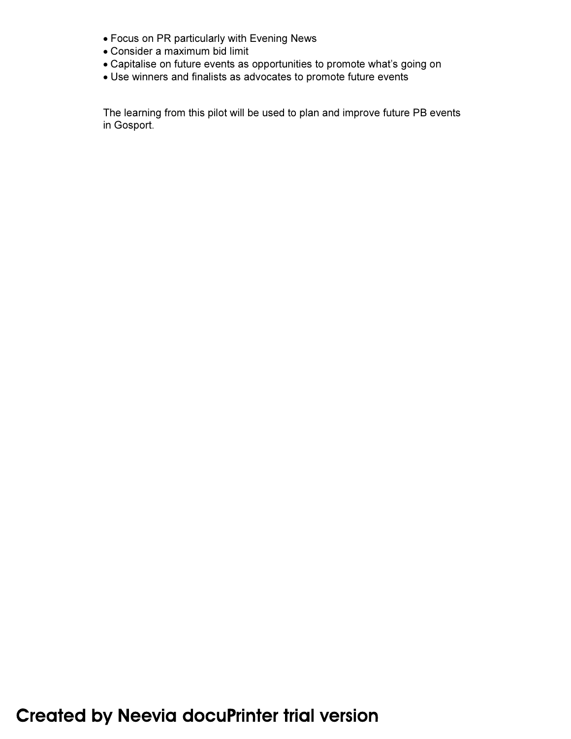- Focus on PR particularly with Evening News
- Consider a maximum bid limit
- Capitalise on future events as opportunities to promote what's going on
- Use winners and finalists as advocates to promote future events

The learning from this pilot will be used to plan and improve future PB events in Gosport.